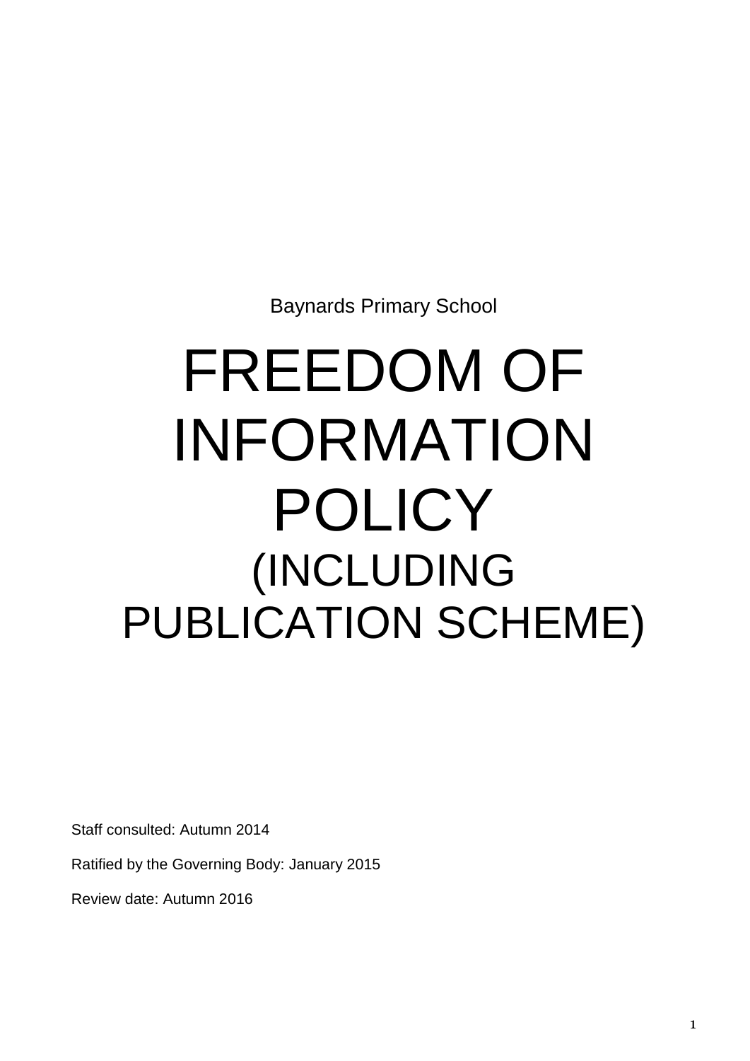Baynards Primary School

# FREEDOM OF INFORMATION POLICY

## (INCLUDING PUBLICATION SCHEME)

Staff consulted: Autumn 2014

Ratified by the Governing Body: January 2015

Review date: Autumn 2016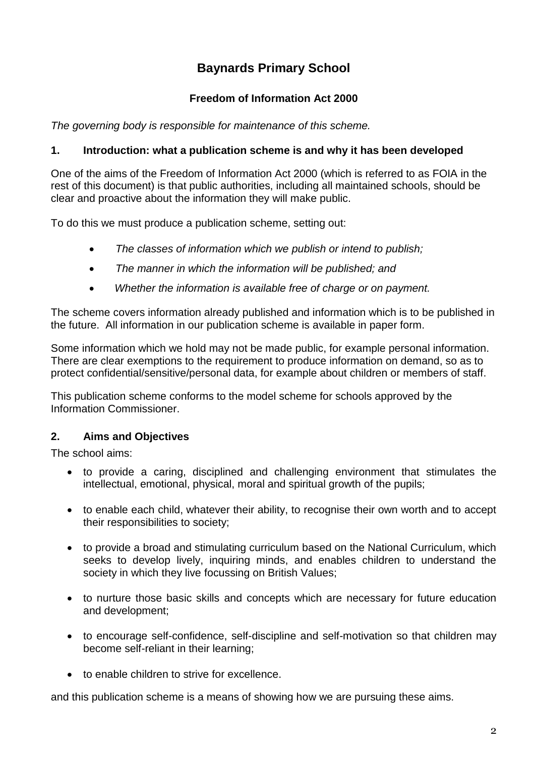# Baynards Primary School

### Freedom of Information Act 2000

*The governing body is responsible for maintenance of this scheme.*

## 1. Introduction: what a publication scheme is and why it has been developed

One of the aims of the Freedom of Information Act 2000 (which is referred to as FOIA in the rest of this document) is that public authorities, including all maintained schools, should be clear and proactive about the information they will make public.

To do this we must produce a publication scheme, setting out:

- *The classes of information which we publish or intend to publish;*
- *The manner in which the information will be published; and*
- *Whether the information is available free of charge or on payment.*

The scheme covers information already published and information which is to be published in the future. All information in our publication scheme is available in paper form.

Some information which we hold may not be made public, for example personal information. There are clear exemptions to the requirement to produce information on demand, so as to protect confidential/sensitive/personal data, for example about children or members of staff.

This publication scheme conforms to the model scheme for schools approved by the Information Commissioner.

## 2. Aims and Objectives

The school aims:

- to provide a caring, disciplined and challenging environment that stimulates the intellectual, emotional, physical, moral and spiritual growth of the pupils;
- to enable each child, whatever their ability, to recognise their own worth and to accept their responsibilities to society;
- to provide a broad and stimulating curriculum based on the National Curriculum, which seeks to develop lively, inquiring minds, and enables children to understand the society in which they live focussing on British Values;
- to nurture those basic skills and concepts which are necessary for future education and development;
- to encourage self-confidence, self-discipline and self-motivation so that children may become self-reliant in their learning;
- to enable children to strive for excellence.

and this publication scheme is a means of showing how we are pursuing these aims.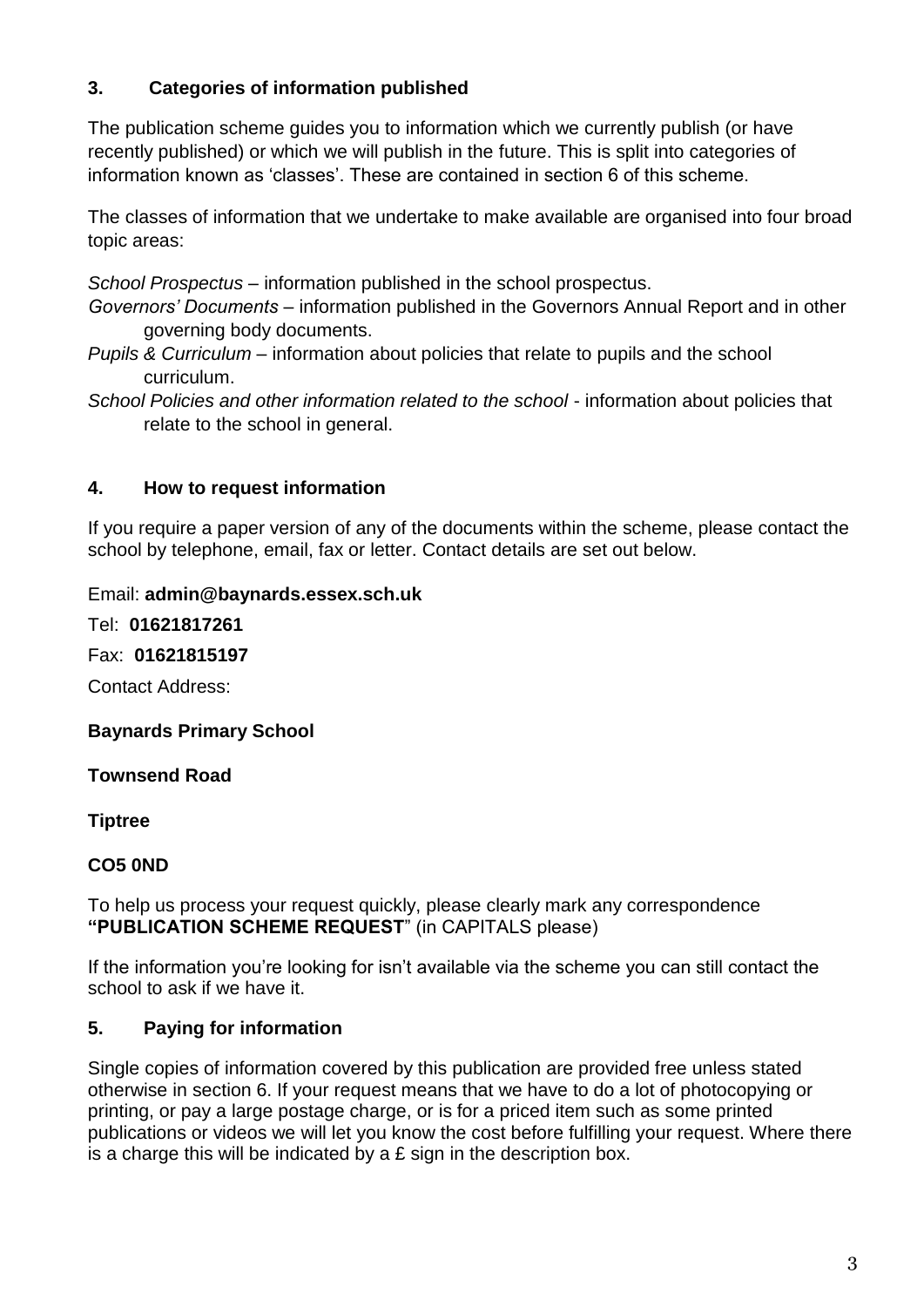## 3. Categories of information published

The publication scheme guides you to information which we currently publish (or have recently published) or which we will publish in the future. This is split into categories of information known as 'classes'. These are contained in section 6 of this scheme.

The classes of information that we undertake to make available are organised into four broad topic areas:

*School Prospectus* – information published in the school prospectus.

*Governors' Documents* – information published in the Governors Annual Report and in other governing body documents.

*Pupils & Curriculum* – information about policies that relate to pupils and the school curriculum.

*School Policies and other information related to the school* - information about policies that relate to the school in general.

## 4. How to request information

If you require a paper version of any of the documents within the scheme, please contact the school by telephone, email, fax or letter. Contact details are set out below.

Email: **admin@baynards.essex.sch.uk**

Tel: **01621817261**

Fax: **01621815197**

Contact Address:

**Baynards Primary School**

**Townsend Road**

**Tiptree**

**CO5 0ND**

To help us process your request quickly, please clearly mark any correspondence **"PUBLICATION SCHEME REQUEST**" (in CAPITALS please)

If the information you're looking for isn't available via the scheme you can still contact the school to ask if we have it.

## 5. Paying for information

Single copies of information covered by this publication are provided free unless stated otherwise in section 6. If your request means that we have to do a lot of photocopying or printing, or pay a large postage charge, or is for a priced item such as some printed publications or videos we will let you know the cost before fulfilling your request. Where there is a charge this will be indicated by a £ sign in the description box.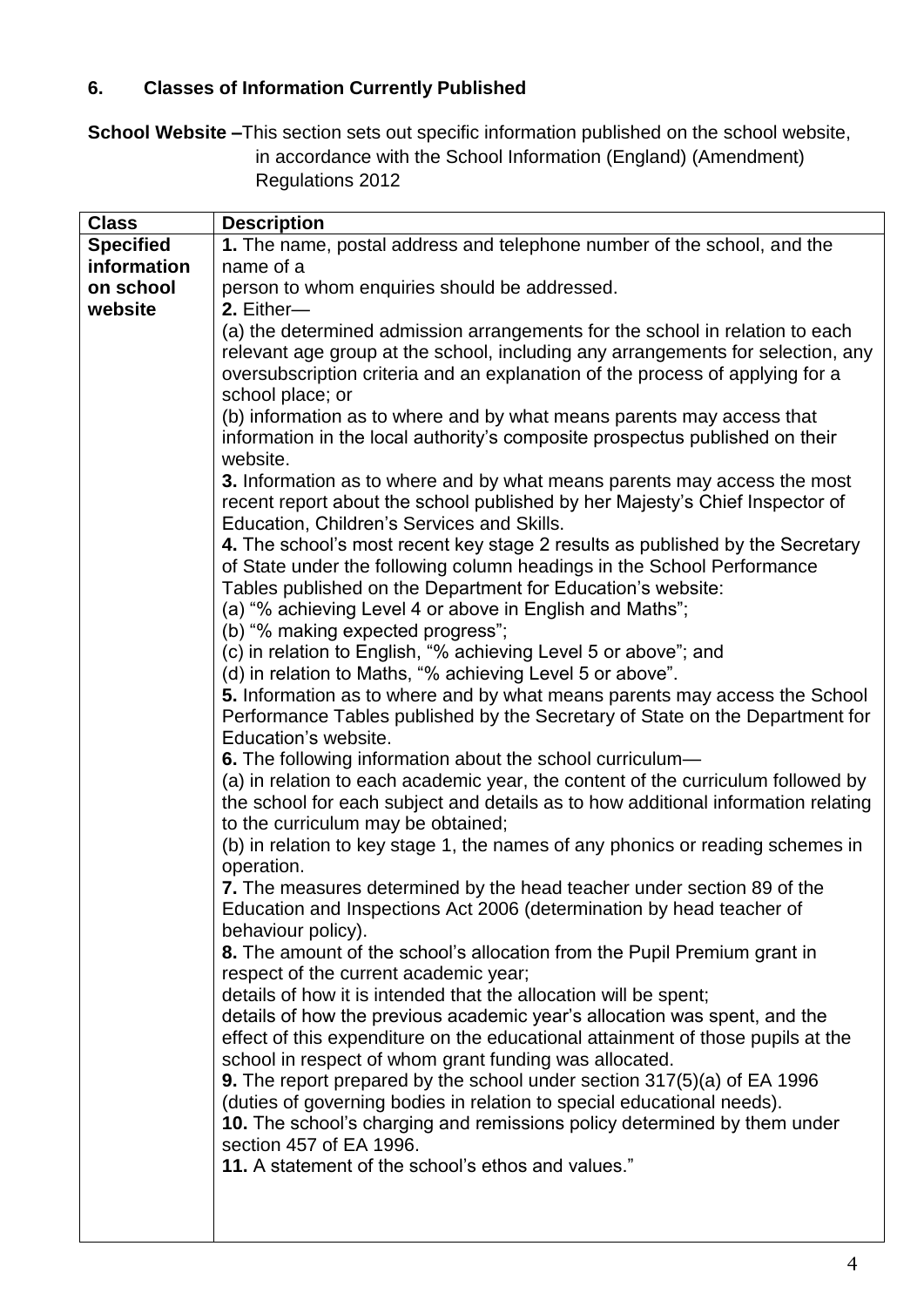## 6. Classes of Information Currently Published

**School Website –** This section sets out specific information published on the school website, in accordance with the School Information (England) (Amendment) Regulations 2012

| Class | Description |
|---|---|
| **Specified information on school website** | **1.** The name, postal address and telephone number of the school, and the name of a person to whom enquiries should be addressed.<br>**2.** Either—<br>(a) the determined admission arrangements for the school in relation to each relevant age group at the school, including any arrangements for selection, any oversubscription criteria and an explanation of the process of applying for a school place; or<br>(b) information as to where and by what means parents may access that information in the local authority's composite prospectus published on their website.<br>**3.** Information as to where and by what means parents may access the most recent report about the school published by her Majesty's Chief Inspector of Education, Children's Services and Skills.<br>**4.** The school's most recent key stage 2 results as published by the Secretary of State under the following column headings in the School Performance Tables published on the Department for Education's website:<br>(a) "% achieving Level 4 or above in English and Maths";<br>(b) "% making expected progress";<br>(c) in relation to English, "% achieving Level 5 or above"; and<br>(d) in relation to Maths, "% achieving Level 5 or above".<br>**5.** Information as to where and by what means parents may access the School Performance Tables published by the Secretary of State on the Department for Education's website.<br>**6.** The following information about the school curriculum—<br>(a) in relation to each academic year, the content of the curriculum followed by the school for each subject and details as to how additional information relating to the curriculum may be obtained;<br>(b) in relation to key stage 1, the names of any phonics or reading schemes in operation.<br>**7.** The measures determined by the head teacher under section 89 of the Education and Inspections Act 2006 (determination by head teacher of behaviour policy).<br>**8.** The amount of the school's allocation from the Pupil Premium grant in respect of the current academic year;<br>details of how it is intended that the allocation will be spent;<br>details of how the previous academic year's allocation was spent, and the effect of this expenditure on the educational attainment of those pupils at the school in respect of whom grant funding was allocated.<br>**9.** The report prepared by the school under section 317(5)(a) of EA 1996 (duties of governing bodies in relation to special educational needs).<br>**10.** The school's charging and remissions policy determined by them under section 457 of EA 1996.<br>**11.** A statement of the school's ethos and values." |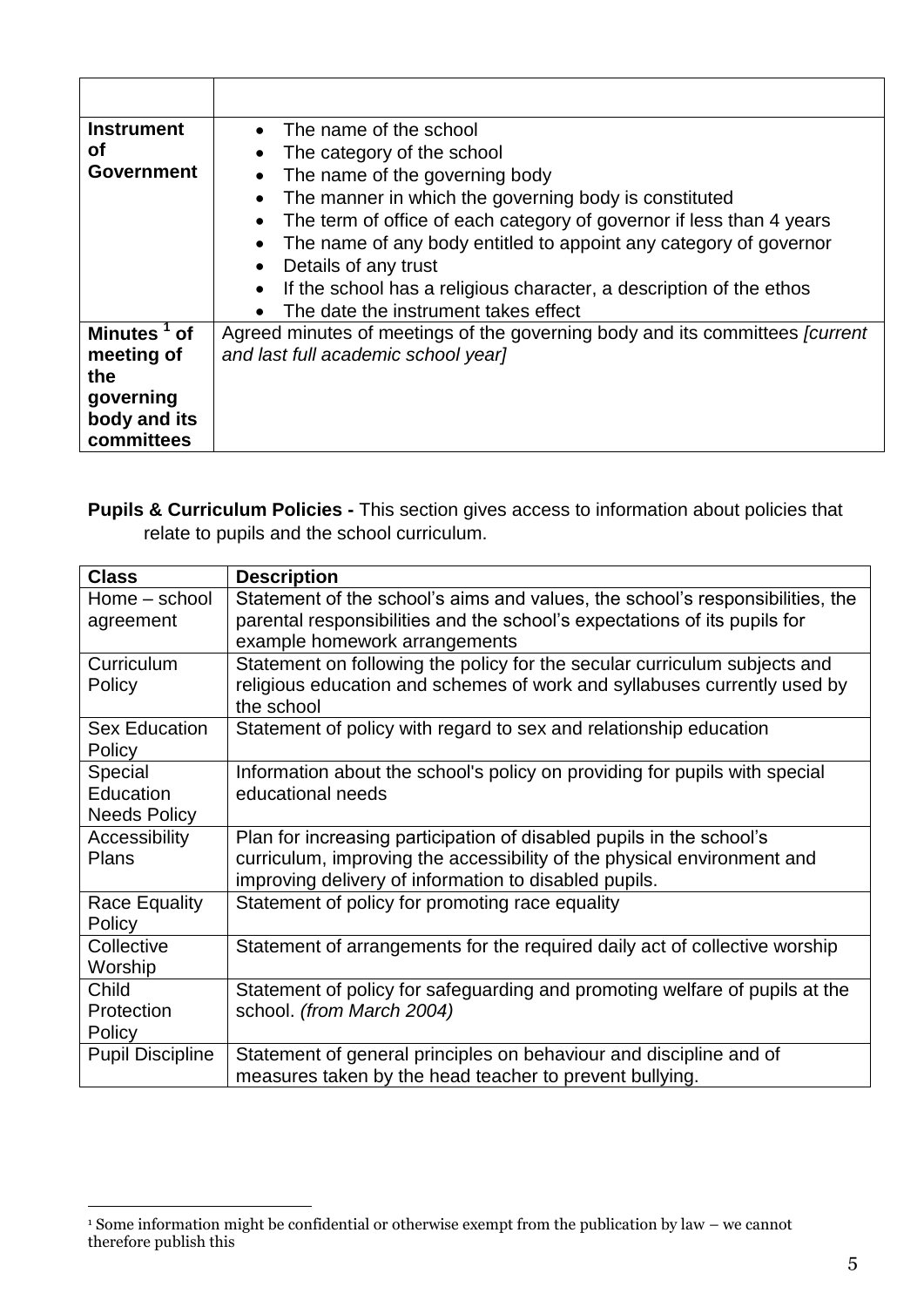| | |
|---|---|
| **Instrument of Government** | • The name of the school<br>• The category of the school<br>• The name of the governing body<br>• The manner in which the governing body is constituted<br>• The term of office of each category of governor if less than 4 years<br>• The name of any body entitled to appoint any category of governor<br>• Details of any trust<br>• If the school has a religious character, a description of the ethos<br>• The date the instrument takes effect |
| **Minutes [1] of meeting of the governing body and its committees** | Agreed minutes of meetings of the governing body and its committees *[current and last full academic school year]* |

**Pupils & Curriculum Policies -** This section gives access to information about policies that relate to pupils and the school curriculum.

| **Class** | **Description** |
|---|---|
| Home – school agreement | Statement of the school's aims and values, the school's responsibilities, the parental responsibilities and the school's expectations of its pupils for example homework arrangements |
| Curriculum Policy | Statement on following the policy for the secular curriculum subjects and religious education and schemes of work and syllabuses currently used by the school |
| Sex Education Policy | Statement of policy with regard to sex and relationship education |
| Special Education Needs Policy | Information about the school's policy on providing for pupils with special educational needs |
| Accessibility Plans | Plan for increasing participation of disabled pupils in the school's curriculum, improving the accessibility of the physical environment and improving delivery of information to disabled pupils. |
| Race Equality Policy | Statement of policy for promoting race equality |
| Collective Worship | Statement of arrangements for the required daily act of collective worship |
| Child Protection Policy | Statement of policy for safeguarding and promoting welfare of pupils at the school. *(from March 2004)* |
| Pupil Discipline | Statement of general principles on behaviour and discipline and of measures taken by the head teacher to prevent bullying. |

[1] Some information might be confidential or otherwise exempt from the publication by law – we cannot therefore publish this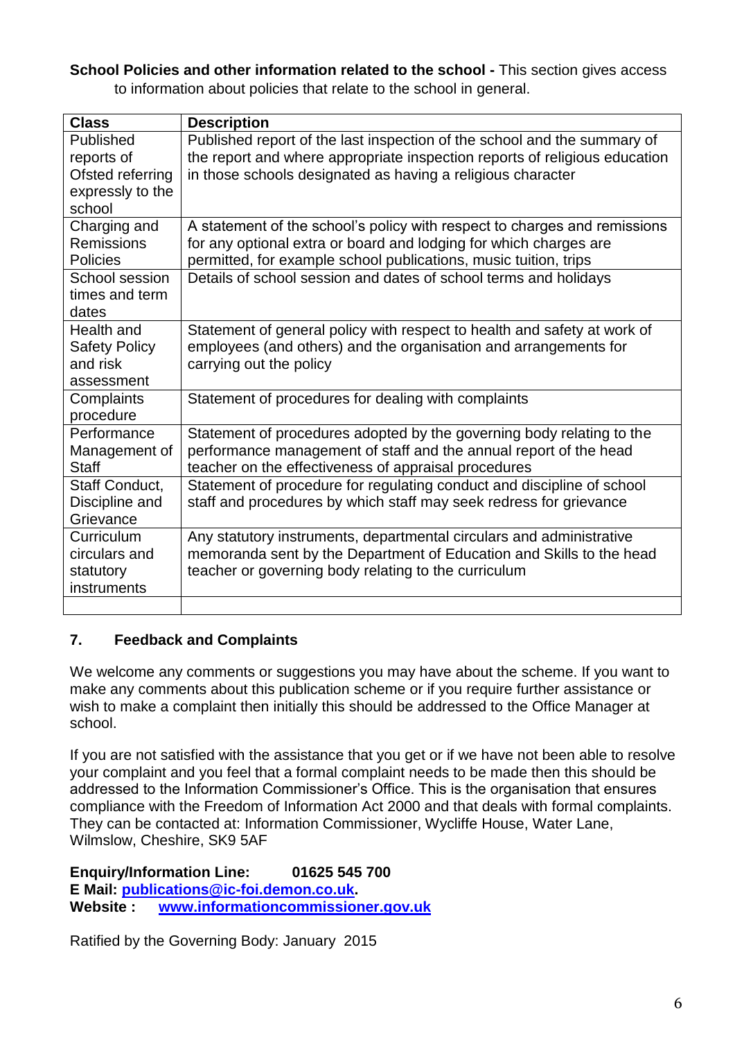**School Policies and other information related to the school -** This section gives access to information about policies that relate to the school in general.

| Class | Description |
|---|---|
| Published reports of Ofsted referring expressly to the school | Published report of the last inspection of the school and the summary of the report and where appropriate inspection reports of religious education in those schools designated as having a religious character |
| Charging and Remissions Policies | A statement of the school's policy with respect to charges and remissions for any optional extra or board and lodging for which charges are permitted, for example school publications, music tuition, trips |
| School session times and term dates | Details of school session and dates of school terms and holidays |
| Health and Safety Policy and risk assessment | Statement of general policy with respect to health and safety at work of employees (and others) and the organisation and arrangements for carrying out the policy |
| Complaints procedure | Statement of procedures for dealing with complaints |
| Performance Management of Staff | Statement of procedures adopted by the governing body relating to the performance management of staff and the annual report of the head teacher on the effectiveness of appraisal procedures |
| Staff Conduct, Discipline and Grievance | Statement of procedure for regulating conduct and discipline of school staff and procedures by which staff may seek redress for grievance |
| Curriculum circulars and statutory instruments | Any statutory instruments, departmental circulars and administrative memoranda sent by the Department of Education and Skills to the head teacher or governing body relating to the curriculum |
| | |

## 7. Feedback and Complaints

We welcome any comments or suggestions you may have about the scheme. If you want to make any comments about this publication scheme or if you require further assistance or wish to make a complaint then initially this should be addressed to the Office Manager at school.

If you are not satisfied with the assistance that you get or if we have not been able to resolve your complaint and you feel that a formal complaint needs to be made then this should be addressed to the Information Commissioner's Office. This is the organisation that ensures compliance with the Freedom of Information Act 2000 and that deals with formal complaints. They can be contacted at: Information Commissioner, Wycliffe House, Water Lane, Wilmslow, Cheshire, SK9 5AF

**Enquiry/Information Line: 01625 545 700**
**E Mail: publications@ic-foi.demon.co.uk.**
**Website : www.informationcommissioner.gov.uk**

Ratified by the Governing Body: January 2015